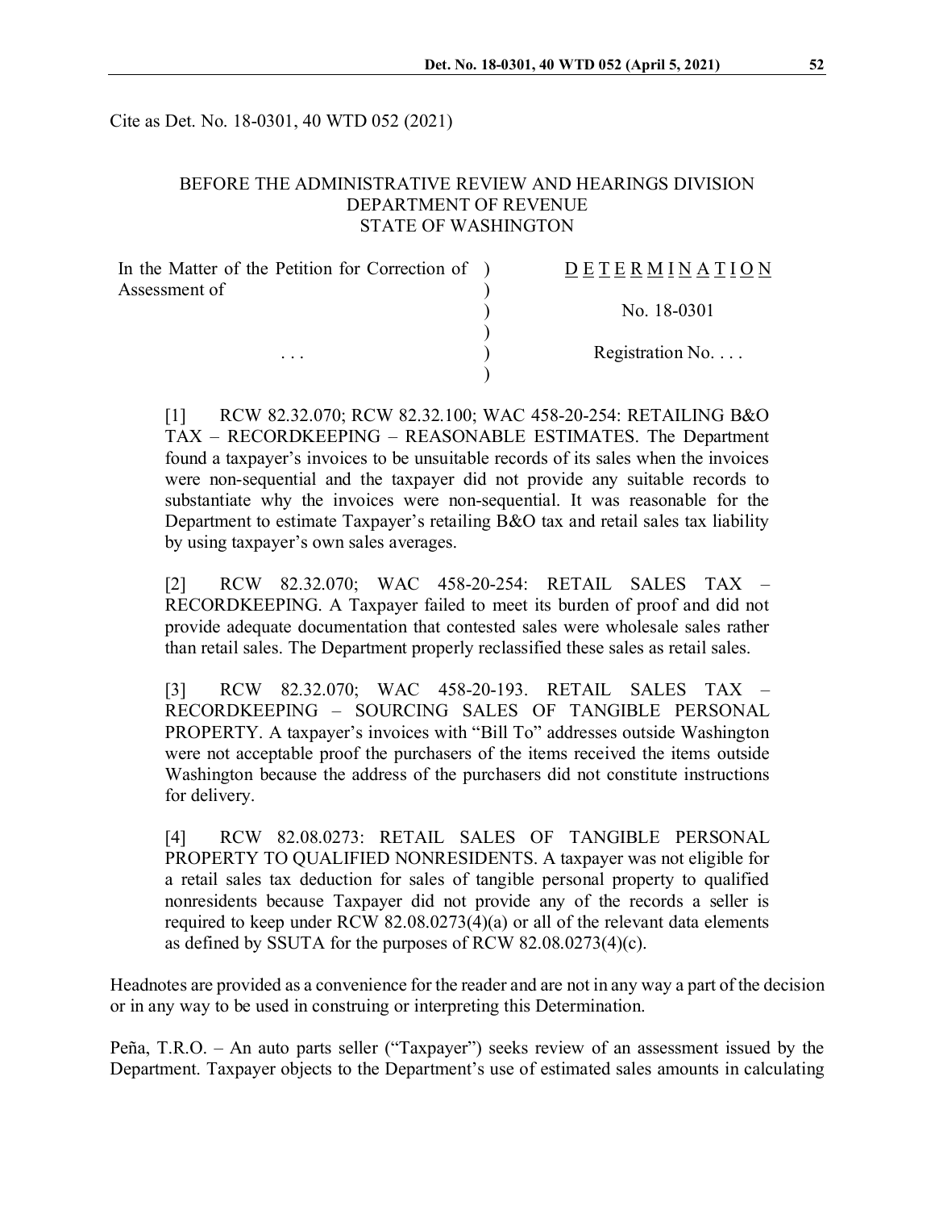Cite as Det. No. 18-0301, 40 WTD 052 (2021)

BEFORE THE ADMINISTRATIVE REVIEW AND HEARINGS DIVISION
DEPARTMENT OF REVENUE
STATE OF WASHINGTON

| In the Matter of the Petition for Correction of Assessment of | ) | D E T E R M I N A T I O N |
|---|---|---|
| | ) | No. 18-0301 |
| . . . | ) | Registration No. . . . |

[1] RCW 82.32.070; RCW 82.32.100; WAC 458-20-254: RETAILING B&O TAX – RECORDKEEPING – REASONABLE ESTIMATES. The Department found a taxpayer's invoices to be unsuitable records of its sales when the invoices were non-sequential and the taxpayer did not provide any suitable records to substantiate why the invoices were non-sequential. It was reasonable for the Department to estimate Taxpayer's retailing B&O tax and retail sales tax liability by using taxpayer's own sales averages.

[2] RCW 82.32.070; WAC 458-20-254: RETAIL SALES TAX – RECORDKEEPING. A Taxpayer failed to meet its burden of proof and did not provide adequate documentation that contested sales were wholesale sales rather than retail sales. The Department properly reclassified these sales as retail sales.

[3] RCW 82.32.070; WAC 458-20-193. RETAIL SALES TAX – RECORDKEEPING – SOURCING SALES OF TANGIBLE PERSONAL PROPERTY. A taxpayer's invoices with "Bill To" addresses outside Washington were not acceptable proof the purchasers of the items received the items outside Washington because the address of the purchasers did not constitute instructions for delivery.

[4] RCW 82.08.0273: RETAIL SALES OF TANGIBLE PERSONAL PROPERTY TO QUALIFIED NONRESIDENTS. A taxpayer was not eligible for a retail sales tax deduction for sales of tangible personal property to qualified nonresidents because Taxpayer did not provide any of the records a seller is required to keep under RCW 82.08.0273(4)(a) or all of the relevant data elements as defined by SSUTA for the purposes of RCW 82.08.0273(4)(c).

Headnotes are provided as a convenience for the reader and are not in any way a part of the decision or in any way to be used in construing or interpreting this Determination.

Peña, T.R.O. – An auto parts seller ("Taxpayer") seeks review of an assessment issued by the Department. Taxpayer objects to the Department's use of estimated sales amounts in calculating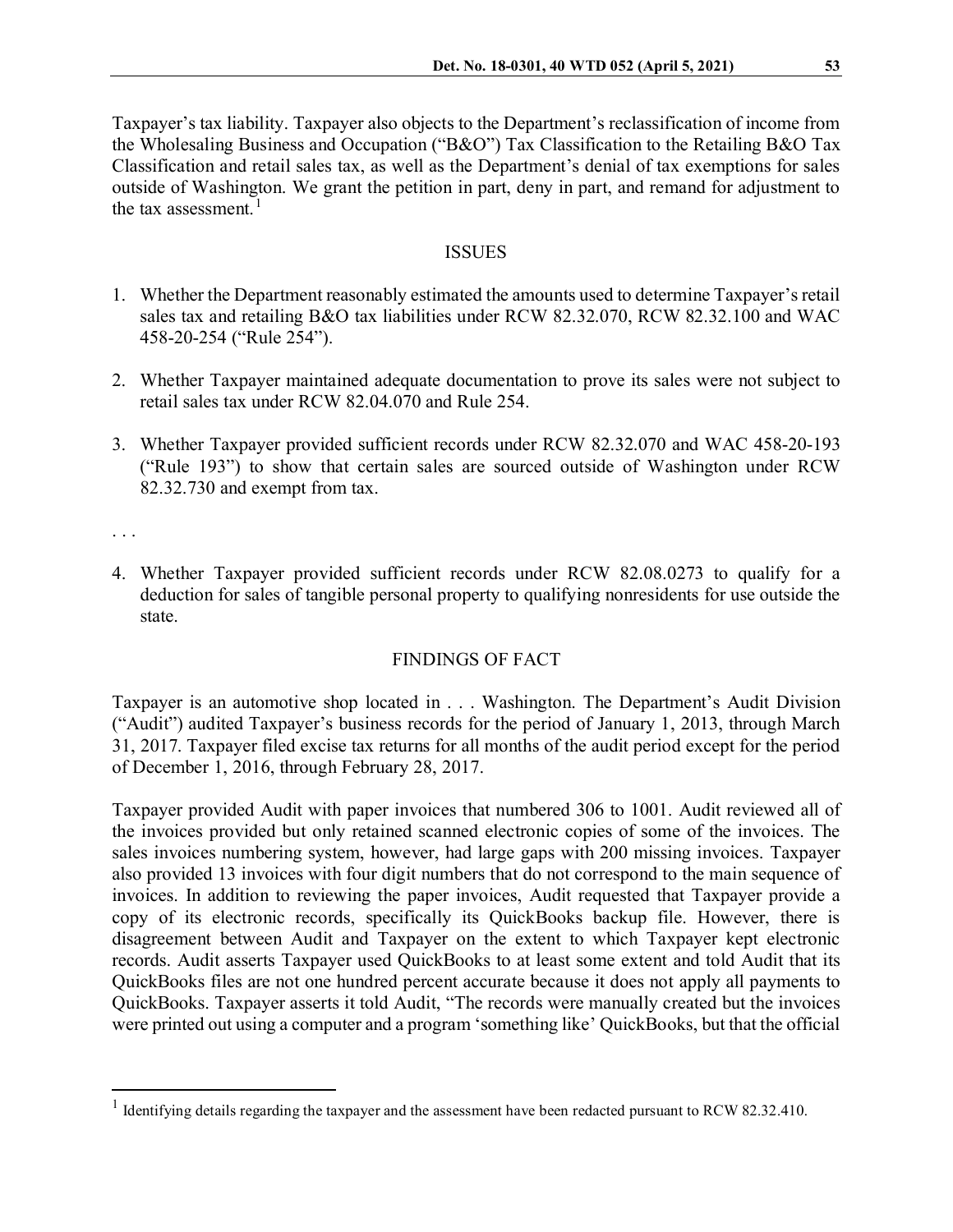Taxpayer's tax liability. Taxpayer also objects to the Department's reclassification of income from the Wholesaling Business and Occupation ("B&O") Tax Classification to the Retailing B&O Tax Classification and retail sales tax, as well as the Department's denial of tax exemptions for sales outside of Washington. We grant the petition in part, deny in part, and remand for adjustment to the tax assessment.[1]

## ISSUES

1. Whether the Department reasonably estimated the amounts used to determine Taxpayer's retail sales tax and retailing B&O tax liabilities under RCW 82.32.070, RCW 82.32.100 and WAC 458-20-254 ("Rule 254").

2. Whether Taxpayer maintained adequate documentation to prove its sales were not subject to retail sales tax under RCW 82.04.070 and Rule 254.

3. Whether Taxpayer provided sufficient records under RCW 82.32.070 and WAC 458-20-193 ("Rule 193") to show that certain sales are sourced outside of Washington under RCW 82.32.730 and exempt from tax.

. . .

4. Whether Taxpayer provided sufficient records under RCW 82.08.0273 to qualify for a deduction for sales of tangible personal property to qualifying nonresidents for use outside the state.

## FINDINGS OF FACT

Taxpayer is an automotive shop located in . . . Washington. The Department's Audit Division ("Audit") audited Taxpayer's business records for the period of January 1, 2013, through March 31, 2017. Taxpayer filed excise tax returns for all months of the audit period except for the period of December 1, 2016, through February 28, 2017.

Taxpayer provided Audit with paper invoices that numbered 306 to 1001. Audit reviewed all of the invoices provided but only retained scanned electronic copies of some of the invoices. The sales invoices numbering system, however, had large gaps with 200 missing invoices. Taxpayer also provided 13 invoices with four digit numbers that do not correspond to the main sequence of invoices. In addition to reviewing the paper invoices, Audit requested that Taxpayer provide a copy of its electronic records, specifically its QuickBooks backup file. However, there is disagreement between Audit and Taxpayer on the extent to which Taxpayer kept electronic records. Audit asserts Taxpayer used QuickBooks to at least some extent and told Audit that its QuickBooks files are not one hundred percent accurate because it does not apply all payments to QuickBooks. Taxpayer asserts it told Audit, "The records were manually created but the invoices were printed out using a computer and a program 'something like' QuickBooks, but that the official

---

[1] Identifying details regarding the taxpayer and the assessment have been redacted pursuant to RCW 82.32.410.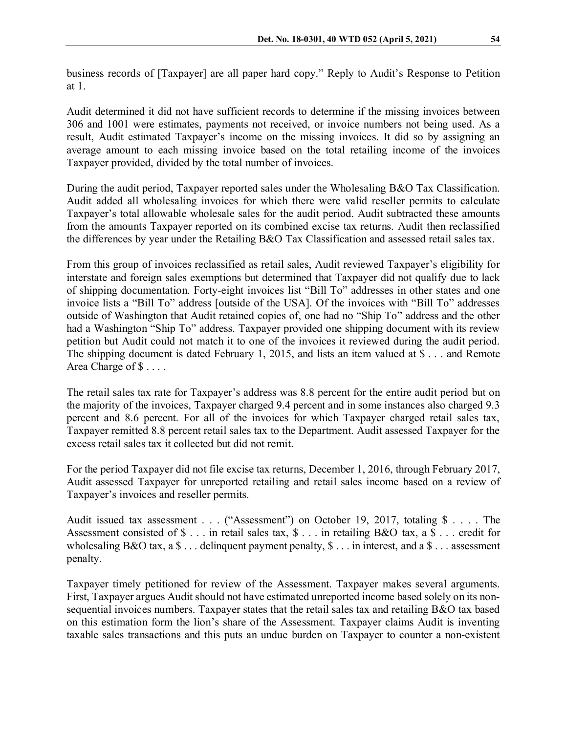business records of [Taxpayer] are all paper hard copy." Reply to Audit's Response to Petition at 1.

Audit determined it did not have sufficient records to determine if the missing invoices between 306 and 1001 were estimates, payments not received, or invoice numbers not being used. As a result, Audit estimated Taxpayer's income on the missing invoices. It did so by assigning an average amount to each missing invoice based on the total retailing income of the invoices Taxpayer provided, divided by the total number of invoices.

During the audit period, Taxpayer reported sales under the Wholesaling B&O Tax Classification. Audit added all wholesaling invoices for which there were valid reseller permits to calculate Taxpayer's total allowable wholesale sales for the audit period. Audit subtracted these amounts from the amounts Taxpayer reported on its combined excise tax returns. Audit then reclassified the differences by year under the Retailing B&O Tax Classification and assessed retail sales tax.

From this group of invoices reclassified as retail sales, Audit reviewed Taxpayer's eligibility for interstate and foreign sales exemptions but determined that Taxpayer did not qualify due to lack of shipping documentation. Forty-eight invoices list "Bill To" addresses in other states and one invoice lists a "Bill To" address [outside of the USA]. Of the invoices with "Bill To" addresses outside of Washington that Audit retained copies of, one had no "Ship To" address and the other had a Washington "Ship To" address. Taxpayer provided one shipping document with its review petition but Audit could not match it to one of the invoices it reviewed during the audit period. The shipping document is dated February 1, 2015, and lists an item valued at $ . . . and Remote Area Charge of $ . . . .

The retail sales tax rate for Taxpayer's address was 8.8 percent for the entire audit period but on the majority of the invoices, Taxpayer charged 9.4 percent and in some instances also charged 9.3 percent and 8.6 percent. For all of the invoices for which Taxpayer charged retail sales tax, Taxpayer remitted 8.8 percent retail sales tax to the Department. Audit assessed Taxpayer for the excess retail sales tax it collected but did not remit.

For the period Taxpayer did not file excise tax returns, December 1, 2016, through February 2017, Audit assessed Taxpayer for unreported retailing and retail sales income based on a review of Taxpayer's invoices and reseller permits.

Audit issued tax assessment . . . ("Assessment") on October 19, 2017, totaling $ . . . . The Assessment consisted of $ . . . in retail sales tax, $ . . . in retailing B&O tax, a $ . . . credit for wholesaling B&O tax, a $ . . . delinquent payment penalty, $ . . . in interest, and a $ . . . assessment penalty.

Taxpayer timely petitioned for review of the Assessment. Taxpayer makes several arguments. First, Taxpayer argues Audit should not have estimated unreported income based solely on its non-sequential invoices numbers. Taxpayer states that the retail sales tax and retailing B&O tax based on this estimation form the lion's share of the Assessment. Taxpayer claims Audit is inventing taxable sales transactions and this puts an undue burden on Taxpayer to counter a non-existent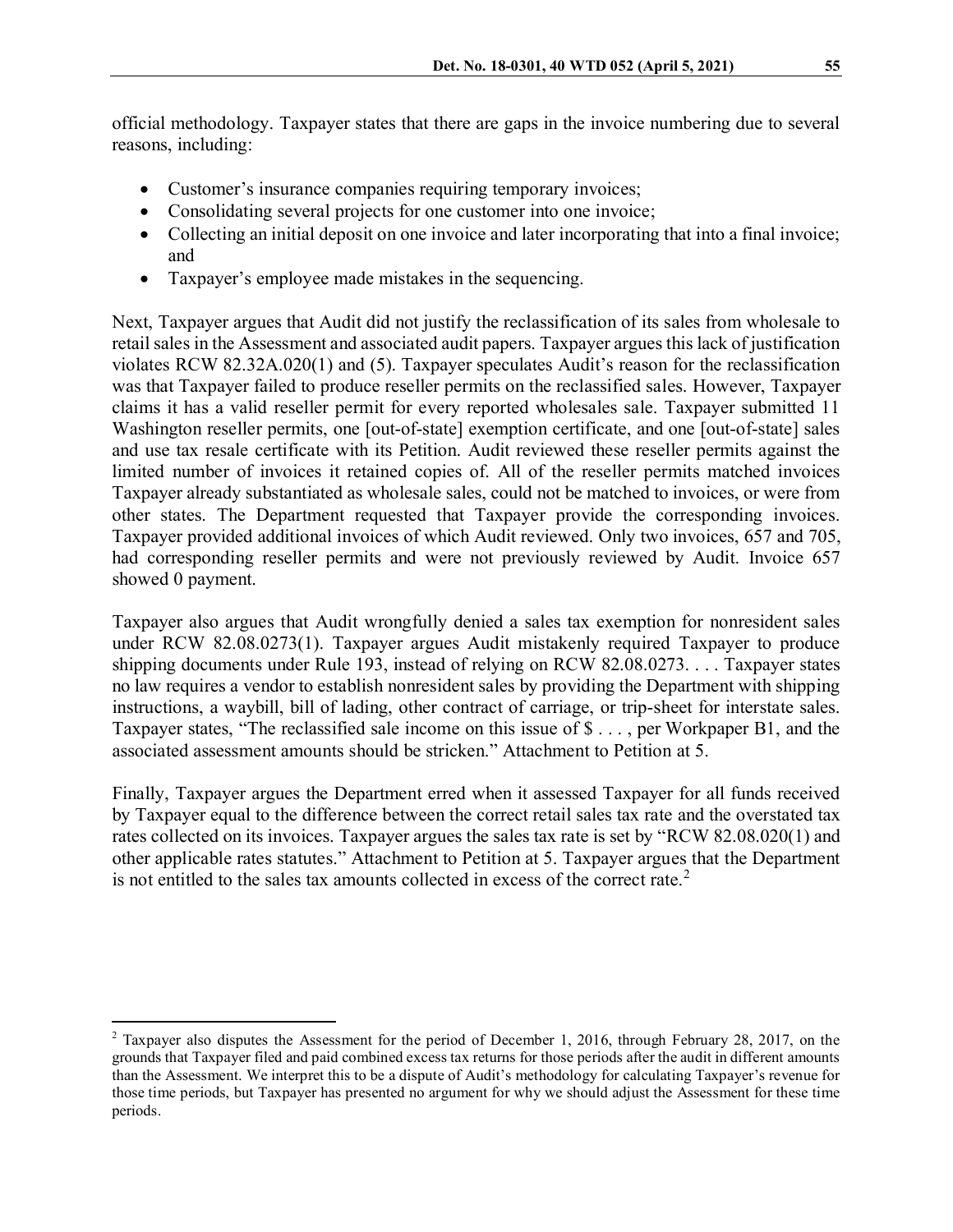official methodology. Taxpayer states that there are gaps in the invoice numbering due to several reasons, including:

- Customer's insurance companies requiring temporary invoices;
- Consolidating several projects for one customer into one invoice;
- Collecting an initial deposit on one invoice and later incorporating that into a final invoice; and
- Taxpayer's employee made mistakes in the sequencing.

Next, Taxpayer argues that Audit did not justify the reclassification of its sales from wholesale to retail sales in the Assessment and associated audit papers. Taxpayer argues this lack of justification violates RCW 82.32A.020(1) and (5). Taxpayer speculates Audit's reason for the reclassification was that Taxpayer failed to produce reseller permits on the reclassified sales. However, Taxpayer claims it has a valid reseller permit for every reported wholesales sale. Taxpayer submitted 11 Washington reseller permits, one [out-of-state] exemption certificate, and one [out-of-state] sales and use tax resale certificate with its Petition. Audit reviewed these reseller permits against the limited number of invoices it retained copies of. All of the reseller permits matched invoices Taxpayer already substantiated as wholesale sales, could not be matched to invoices, or were from other states. The Department requested that Taxpayer provide the corresponding invoices. Taxpayer provided additional invoices of which Audit reviewed. Only two invoices, 657 and 705, had corresponding reseller permits and were not previously reviewed by Audit. Invoice 657 showed 0 payment.

Taxpayer also argues that Audit wrongfully denied a sales tax exemption for nonresident sales under RCW 82.08.0273(1). Taxpayer argues Audit mistakenly required Taxpayer to produce shipping documents under Rule 193, instead of relying on RCW 82.08.0273. . . . Taxpayer states no law requires a vendor to establish nonresident sales by providing the Department with shipping instructions, a waybill, bill of lading, other contract of carriage, or trip-sheet for interstate sales. Taxpayer states, "The reclassified sale income on this issue of $ . . . , per Workpaper B1, and the associated assessment amounts should be stricken." Attachment to Petition at 5.

Finally, Taxpayer argues the Department erred when it assessed Taxpayer for all funds received by Taxpayer equal to the difference between the correct retail sales tax rate and the overstated tax rates collected on its invoices. Taxpayer argues the sales tax rate is set by "RCW 82.08.020(1) and other applicable rates statutes." Attachment to Petition at 5. Taxpayer argues that the Department is not entitled to the sales tax amounts collected in excess of the correct rate.[2]

---

[2] Taxpayer also disputes the Assessment for the period of December 1, 2016, through February 28, 2017, on the grounds that Taxpayer filed and paid combined excess tax returns for those periods after the audit in different amounts than the Assessment. We interpret this to be a dispute of Audit's methodology for calculating Taxpayer's revenue for those time periods, but Taxpayer has presented no argument for why we should adjust the Assessment for these time periods.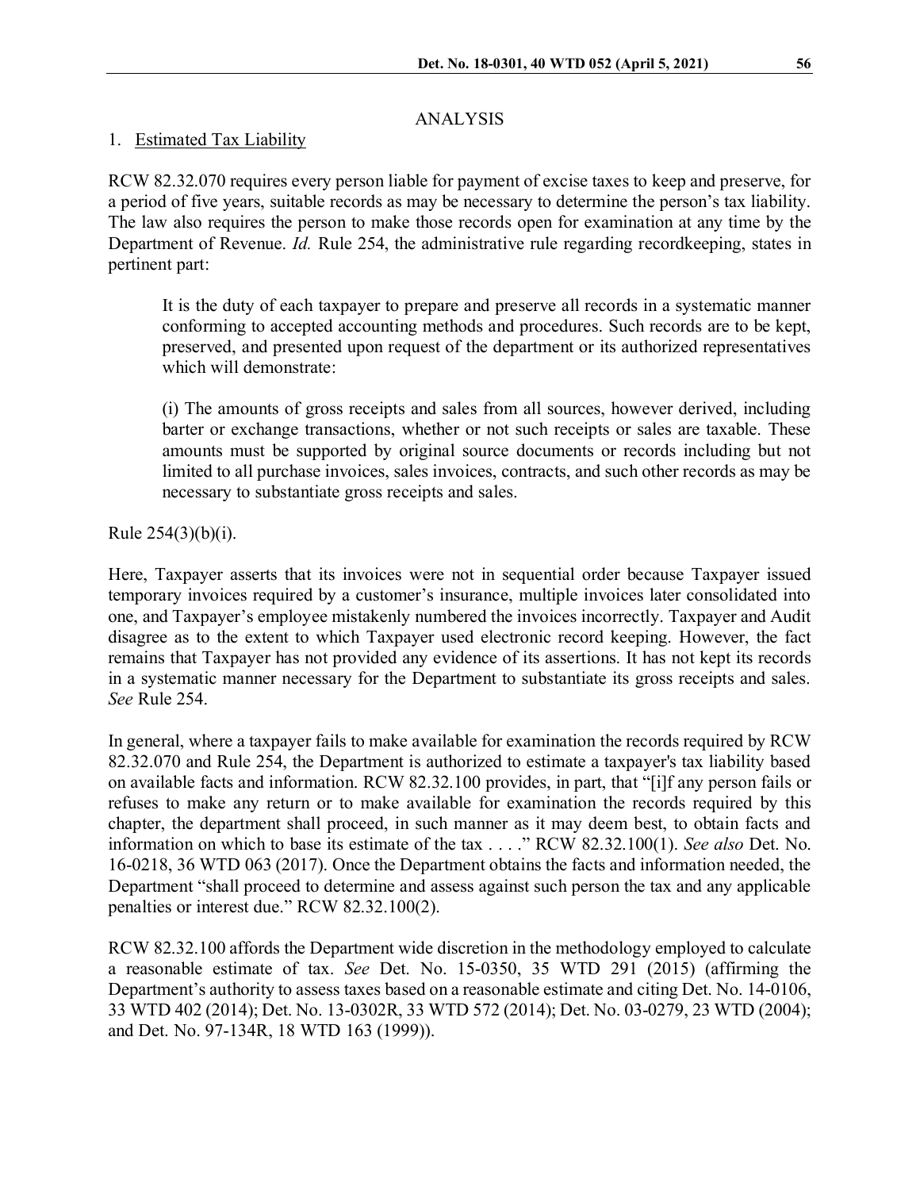## ANALYSIS

### 1. Estimated Tax Liability

RCW 82.32.070 requires every person liable for payment of excise taxes to keep and preserve, for a period of five years, suitable records as may be necessary to determine the person's tax liability. The law also requires the person to make those records open for examination at any time by the Department of Revenue. *Id.* Rule 254, the administrative rule regarding recordkeeping, states in pertinent part:

> It is the duty of each taxpayer to prepare and preserve all records in a systematic manner conforming to accepted accounting methods and procedures. Such records are to be kept, preserved, and presented upon request of the department or its authorized representatives which will demonstrate:
>
> (i) The amounts of gross receipts and sales from all sources, however derived, including barter or exchange transactions, whether or not such receipts or sales are taxable. These amounts must be supported by original source documents or records including but not limited to all purchase invoices, sales invoices, contracts, and such other records as may be necessary to substantiate gross receipts and sales.

Rule 254(3)(b)(i).

Here, Taxpayer asserts that its invoices were not in sequential order because Taxpayer issued temporary invoices required by a customer's insurance, multiple invoices later consolidated into one, and Taxpayer's employee mistakenly numbered the invoices incorrectly. Taxpayer and Audit disagree as to the extent to which Taxpayer used electronic record keeping. However, the fact remains that Taxpayer has not provided any evidence of its assertions. It has not kept its records in a systematic manner necessary for the Department to substantiate its gross receipts and sales. *See* Rule 254.

In general, where a taxpayer fails to make available for examination the records required by RCW 82.32.070 and Rule 254, the Department is authorized to estimate a taxpayer's tax liability based on available facts and information. RCW 82.32.100 provides, in part, that "[i]f any person fails or refuses to make any return or to make available for examination the records required by this chapter, the department shall proceed, in such manner as it may deem best, to obtain facts and information on which to base its estimate of the tax . . . ." RCW 82.32.100(1). *See also* Det. No. 16-0218, 36 WTD 063 (2017). Once the Department obtains the facts and information needed, the Department "shall proceed to determine and assess against such person the tax and any applicable penalties or interest due." RCW 82.32.100(2).

RCW 82.32.100 affords the Department wide discretion in the methodology employed to calculate a reasonable estimate of tax. *See* Det. No. 15-0350, 35 WTD 291 (2015) (affirming the Department's authority to assess taxes based on a reasonable estimate and citing Det. No. 14-0106, 33 WTD 402 (2014); Det. No. 13-0302R, 33 WTD 572 (2014); Det. No. 03-0279, 23 WTD (2004); and Det. No. 97-134R, 18 WTD 163 (1999)).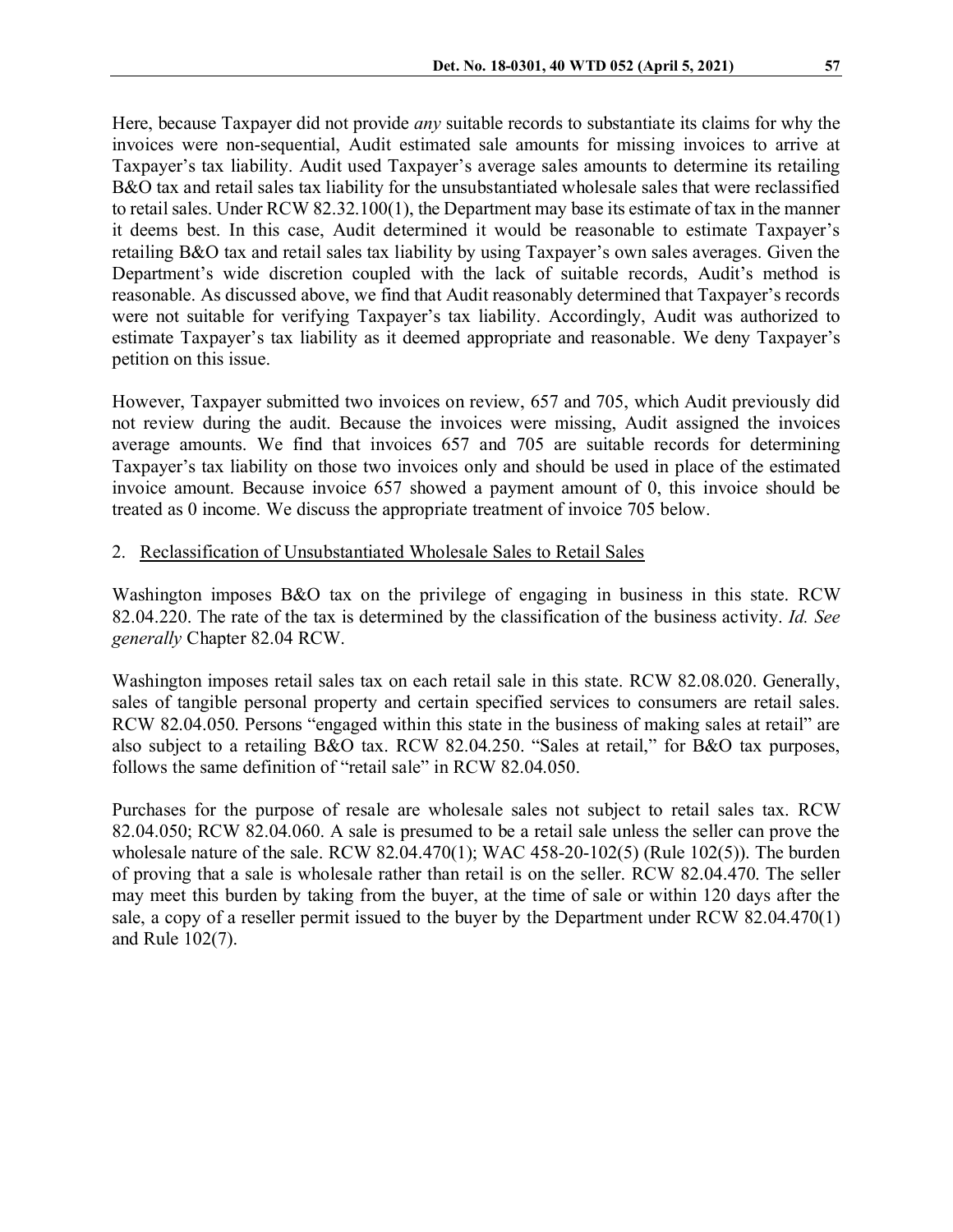Here, because Taxpayer did not provide *any* suitable records to substantiate its claims for why the invoices were non-sequential, Audit estimated sale amounts for missing invoices to arrive at Taxpayer's tax liability. Audit used Taxpayer's average sales amounts to determine its retailing B&O tax and retail sales tax liability for the unsubstantiated wholesale sales that were reclassified to retail sales. Under RCW 82.32.100(1), the Department may base its estimate of tax in the manner it deems best. In this case, Audit determined it would be reasonable to estimate Taxpayer's retailing B&O tax and retail sales tax liability by using Taxpayer's own sales averages. Given the Department's wide discretion coupled with the lack of suitable records, Audit's method is reasonable. As discussed above, we find that Audit reasonably determined that Taxpayer's records were not suitable for verifying Taxpayer's tax liability. Accordingly, Audit was authorized to estimate Taxpayer's tax liability as it deemed appropriate and reasonable. We deny Taxpayer's petition on this issue.

However, Taxpayer submitted two invoices on review, 657 and 705, which Audit previously did not review during the audit. Because the invoices were missing, Audit assigned the invoices average amounts. We find that invoices 657 and 705 are suitable records for determining Taxpayer's tax liability on those two invoices only and should be used in place of the estimated invoice amount. Because invoice 657 showed a payment amount of 0, this invoice should be treated as 0 income. We discuss the appropriate treatment of invoice 705 below.

## 2. Reclassification of Unsubstantiated Wholesale Sales to Retail Sales

Washington imposes B&O tax on the privilege of engaging in business in this state. RCW 82.04.220. The rate of the tax is determined by the classification of the business activity. *Id. See generally* Chapter 82.04 RCW.

Washington imposes retail sales tax on each retail sale in this state. RCW 82.08.020. Generally, sales of tangible personal property and certain specified services to consumers are retail sales. RCW 82.04.050. Persons "engaged within this state in the business of making sales at retail" are also subject to a retailing B&O tax. RCW 82.04.250. "Sales at retail," for B&O tax purposes, follows the same definition of "retail sale" in RCW 82.04.050.

Purchases for the purpose of resale are wholesale sales not subject to retail sales tax. RCW 82.04.050; RCW 82.04.060. A sale is presumed to be a retail sale unless the seller can prove the wholesale nature of the sale. RCW 82.04.470(1); WAC 458-20-102(5) (Rule 102(5)). The burden of proving that a sale is wholesale rather than retail is on the seller. RCW 82.04.470. The seller may meet this burden by taking from the buyer, at the time of sale or within 120 days after the sale, a copy of a reseller permit issued to the buyer by the Department under RCW 82.04.470(1) and Rule 102(7).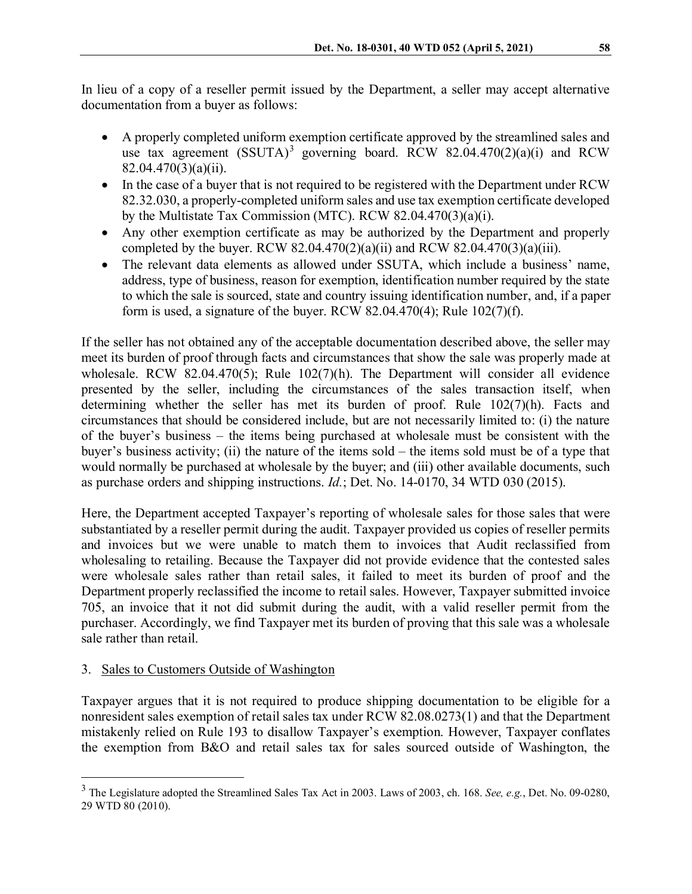In lieu of a copy of a reseller permit issued by the Department, a seller may accept alternative documentation from a buyer as follows:

- A properly completed uniform exemption certificate approved by the streamlined sales and use tax agreement (SSUTA)[3] governing board. RCW 82.04.470(2)(a)(i) and RCW 82.04.470(3)(a)(ii).
- In the case of a buyer that is not required to be registered with the Department under RCW 82.32.030, a properly-completed uniform sales and use tax exemption certificate developed by the Multistate Tax Commission (MTC). RCW 82.04.470(3)(a)(i).
- Any other exemption certificate as may be authorized by the Department and properly completed by the buyer. RCW 82.04.470(2)(a)(ii) and RCW 82.04.470(3)(a)(iii).
- The relevant data elements as allowed under SSUTA, which include a business' name, address, type of business, reason for exemption, identification number required by the state to which the sale is sourced, state and country issuing identification number, and, if a paper form is used, a signature of the buyer. RCW 82.04.470(4); Rule 102(7)(f).

If the seller has not obtained any of the acceptable documentation described above, the seller may meet its burden of proof through facts and circumstances that show the sale was properly made at wholesale. RCW 82.04.470(5); Rule 102(7)(h). The Department will consider all evidence presented by the seller, including the circumstances of the sales transaction itself, when determining whether the seller has met its burden of proof. Rule 102(7)(h). Facts and circumstances that should be considered include, but are not necessarily limited to: (i) the nature of the buyer's business – the items being purchased at wholesale must be consistent with the buyer's business activity; (ii) the nature of the items sold – the items sold must be of a type that would normally be purchased at wholesale by the buyer; and (iii) other available documents, such as purchase orders and shipping instructions. *Id.*; Det. No. 14-0170, 34 WTD 030 (2015).

Here, the Department accepted Taxpayer's reporting of wholesale sales for those sales that were substantiated by a reseller permit during the audit. Taxpayer provided us copies of reseller permits and invoices but we were unable to match them to invoices that Audit reclassified from wholesaling to retailing. Because the Taxpayer did not provide evidence that the contested sales were wholesale sales rather than retail sales, it failed to meet its burden of proof and the Department properly reclassified the income to retail sales. However, Taxpayer submitted invoice 705, an invoice that it not did submit during the audit, with a valid reseller permit from the purchaser. Accordingly, we find Taxpayer met its burden of proving that this sale was a wholesale sale rather than retail.

3. Sales to Customers Outside of Washington

Taxpayer argues that it is not required to produce shipping documentation to be eligible for a nonresident sales exemption of retail sales tax under RCW 82.08.0273(1) and that the Department mistakenly relied on Rule 193 to disallow Taxpayer's exemption. However, Taxpayer conflates the exemption from B&O and retail sales tax for sales sourced outside of Washington, the

[3] The Legislature adopted the Streamlined Sales Tax Act in 2003. Laws of 2003, ch. 168. *See, e.g.*, Det. No. 09-0280, 29 WTD 80 (2010).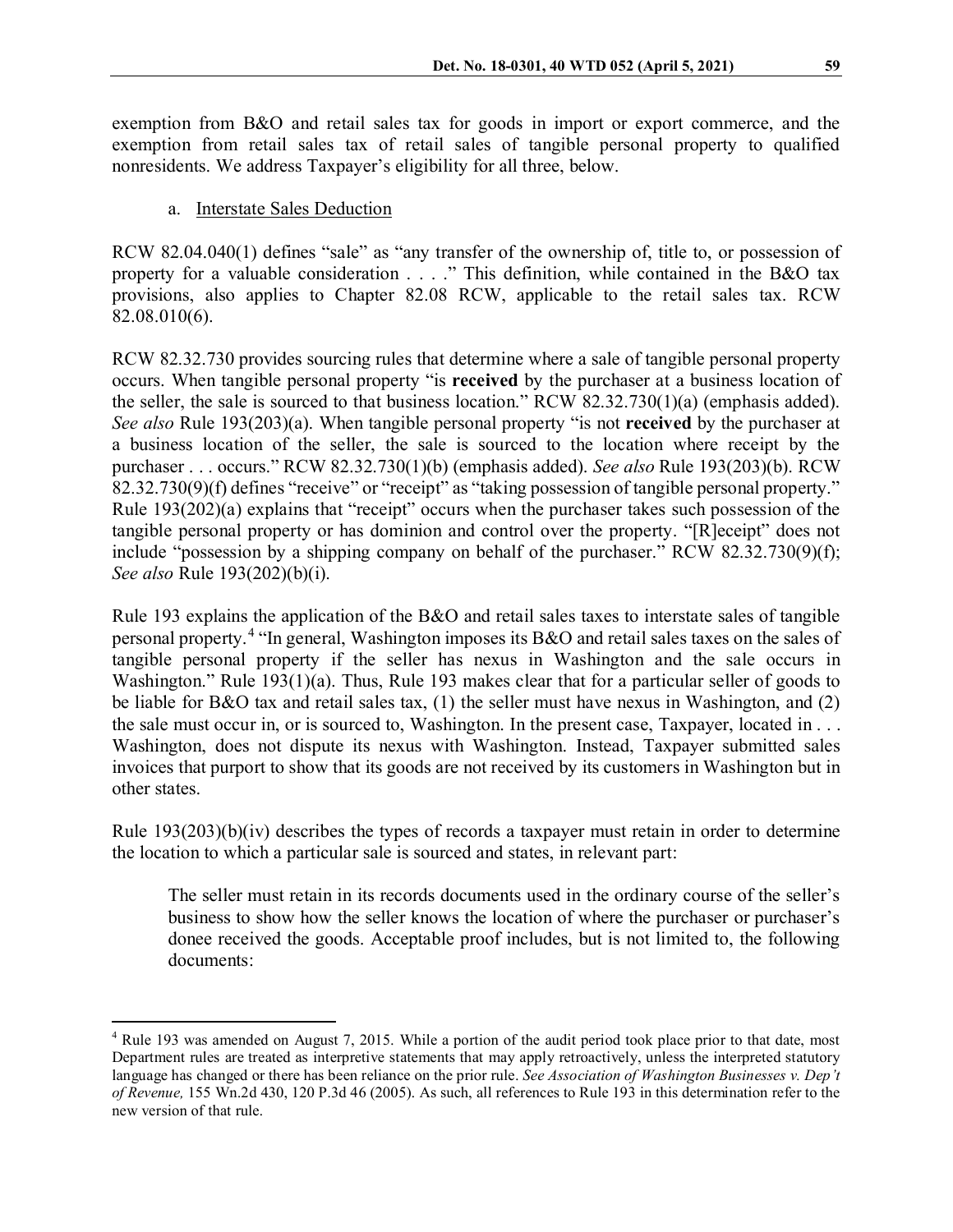exemption from B&O and retail sales tax for goods in import or export commerce, and the exemption from retail sales tax of retail sales of tangible personal property to qualified nonresidents. We address Taxpayer's eligibility for all three, below.

a. Interstate Sales Deduction

RCW 82.04.040(1) defines "sale" as "any transfer of the ownership of, title to, or possession of property for a valuable consideration . . . ." This definition, while contained in the B&O tax provisions, also applies to Chapter 82.08 RCW, applicable to the retail sales tax. RCW 82.08.010(6).

RCW 82.32.730 provides sourcing rules that determine where a sale of tangible personal property occurs. When tangible personal property "is **received** by the purchaser at a business location of the seller, the sale is sourced to that business location." RCW 82.32.730(1)(a) (emphasis added). *See also* Rule 193(203)(a). When tangible personal property "is not **received** by the purchaser at a business location of the seller, the sale is sourced to the location where receipt by the purchaser . . . occurs." RCW 82.32.730(1)(b) (emphasis added). *See also* Rule 193(203)(b). RCW 82.32.730(9)(f) defines "receive" or "receipt" as "taking possession of tangible personal property." Rule 193(202)(a) explains that "receipt" occurs when the purchaser takes such possession of the tangible personal property or has dominion and control over the property. "[R]eceipt" does not include "possession by a shipping company on behalf of the purchaser." RCW 82.32.730(9)(f); *See also* Rule 193(202)(b)(i).

Rule 193 explains the application of the B&O and retail sales taxes to interstate sales of tangible personal property.[4] "In general, Washington imposes its B&O and retail sales taxes on the sales of tangible personal property if the seller has nexus in Washington and the sale occurs in Washington." Rule 193(1)(a). Thus, Rule 193 makes clear that for a particular seller of goods to be liable for B&O tax and retail sales tax, (1) the seller must have nexus in Washington, and (2) the sale must occur in, or is sourced to, Washington. In the present case, Taxpayer, located in . . . Washington, does not dispute its nexus with Washington. Instead, Taxpayer submitted sales invoices that purport to show that its goods are not received by its customers in Washington but in other states.

Rule 193(203)(b)(iv) describes the types of records a taxpayer must retain in order to determine the location to which a particular sale is sourced and states, in relevant part:

> The seller must retain in its records documents used in the ordinary course of the seller's business to show how the seller knows the location of where the purchaser or purchaser's donee received the goods. Acceptable proof includes, but is not limited to, the following documents:

---

[4] Rule 193 was amended on August 7, 2015. While a portion of the audit period took place prior to that date, most Department rules are treated as interpretive statements that may apply retroactively, unless the interpreted statutory language has changed or there has been reliance on the prior rule. *See Association of Washington Businesses v. Dep't of Revenue,* 155 Wn.2d 430, 120 P.3d 46 (2005). As such, all references to Rule 193 in this determination refer to the new version of that rule.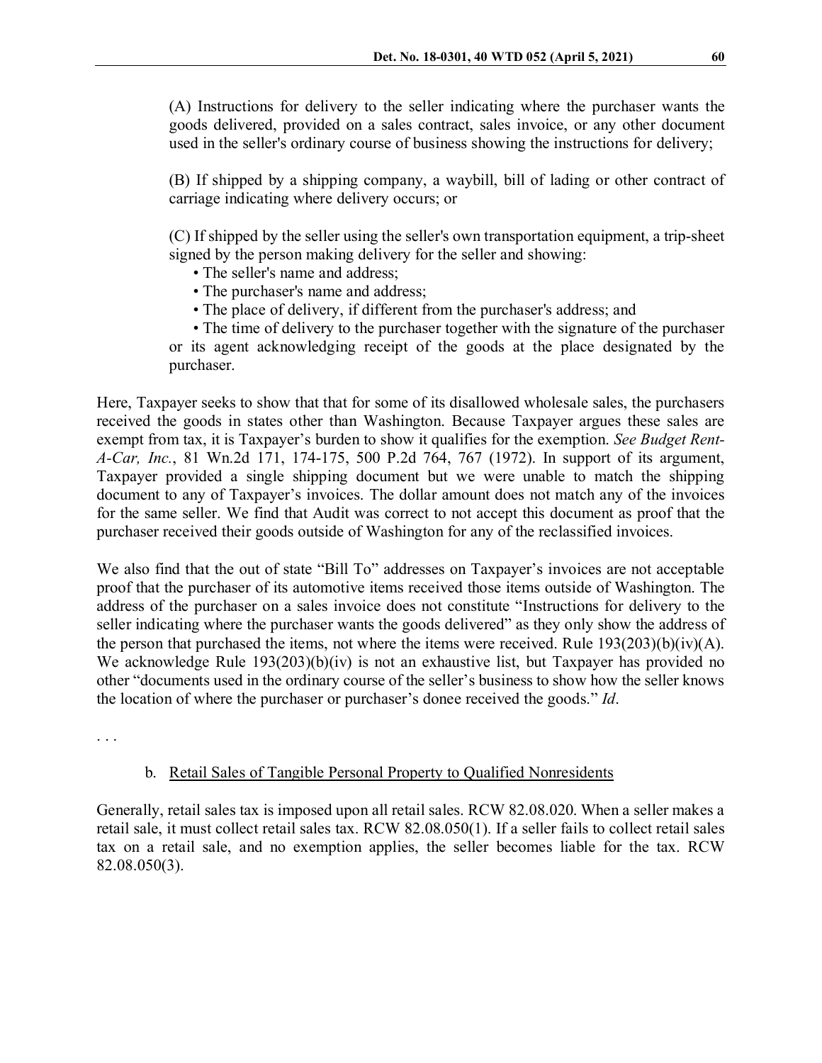(A) Instructions for delivery to the seller indicating where the purchaser wants the goods delivered, provided on a sales contract, sales invoice, or any other document used in the seller's ordinary course of business showing the instructions for delivery;

(B) If shipped by a shipping company, a waybill, bill of lading or other contract of carriage indicating where delivery occurs; or

(C) If shipped by the seller using the seller's own transportation equipment, a trip-sheet signed by the person making delivery for the seller and showing:

- The seller's name and address;
- The purchaser's name and address;
- The place of delivery, if different from the purchaser's address; and
- The time of delivery to the purchaser together with the signature of the purchaser or its agent acknowledging receipt of the goods at the place designated by the purchaser.

Here, Taxpayer seeks to show that that for some of its disallowed wholesale sales, the purchasers received the goods in states other than Washington. Because Taxpayer argues these sales are exempt from tax, it is Taxpayer's burden to show it qualifies for the exemption. *See Budget Rent-A-Car, Inc.*, 81 Wn.2d 171, 174-175, 500 P.2d 764, 767 (1972). In support of its argument, Taxpayer provided a single shipping document but we were unable to match the shipping document to any of Taxpayer's invoices. The dollar amount does not match any of the invoices for the same seller. We find that Audit was correct to not accept this document as proof that the purchaser received their goods outside of Washington for any of the reclassified invoices.

We also find that the out of state "Bill To" addresses on Taxpayer's invoices are not acceptable proof that the purchaser of its automotive items received those items outside of Washington. The address of the purchaser on a sales invoice does not constitute "Instructions for delivery to the seller indicating where the purchaser wants the goods delivered" as they only show the address of the person that purchased the items, not where the items were received. Rule 193(203)(b)(iv)(A). We acknowledge Rule 193(203)(b)(iv) is not an exhaustive list, but Taxpayer has provided no other "documents used in the ordinary course of the seller's business to show how the seller knows the location of where the purchaser or purchaser's donee received the goods." *Id*.

. . .

b. Retail Sales of Tangible Personal Property to Qualified Nonresidents

Generally, retail sales tax is imposed upon all retail sales. RCW 82.08.020. When a seller makes a retail sale, it must collect retail sales tax. RCW 82.08.050(1). If a seller fails to collect retail sales tax on a retail sale, and no exemption applies, the seller becomes liable for the tax. RCW 82.08.050(3).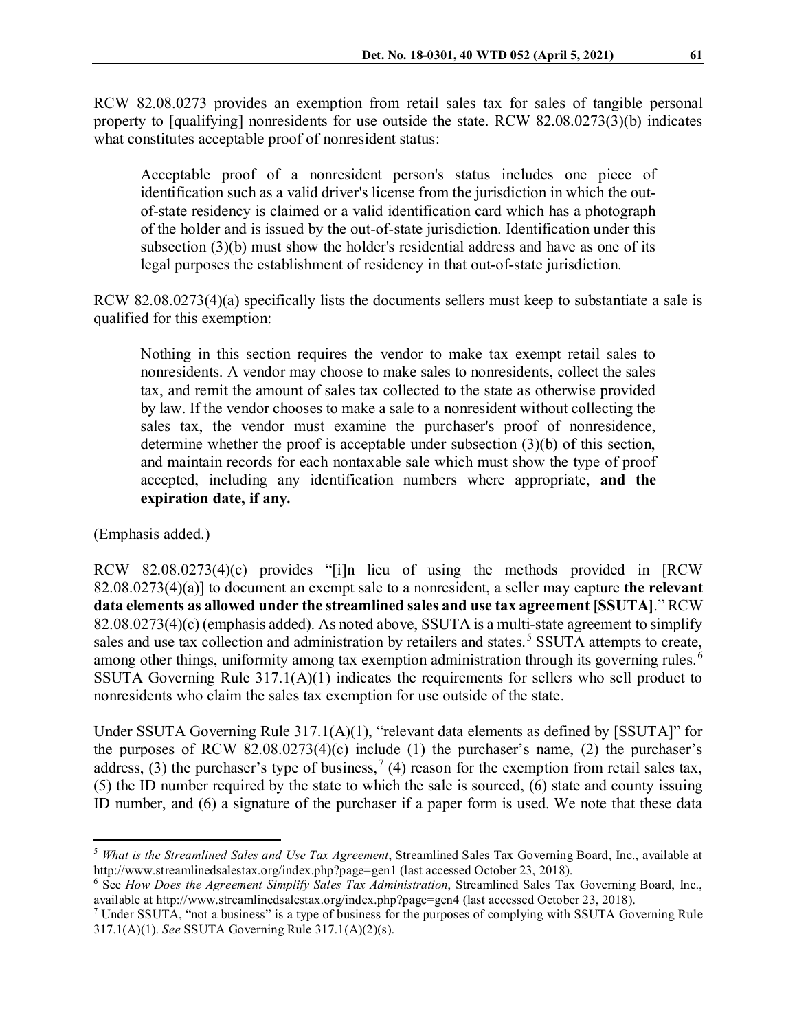RCW 82.08.0273 provides an exemption from retail sales tax for sales of tangible personal property to [qualifying] nonresidents for use outside the state. RCW 82.08.0273(3)(b) indicates what constitutes acceptable proof of nonresident status:

> Acceptable proof of a nonresident person's status includes one piece of identification such as a valid driver's license from the jurisdiction in which the out-of-state residency is claimed or a valid identification card which has a photograph of the holder and is issued by the out-of-state jurisdiction. Identification under this subsection (3)(b) must show the holder's residential address and have as one of its legal purposes the establishment of residency in that out-of-state jurisdiction.

RCW 82.08.0273(4)(a) specifically lists the documents sellers must keep to substantiate a sale is qualified for this exemption:

> Nothing in this section requires the vendor to make tax exempt retail sales to nonresidents. A vendor may choose to make sales to nonresidents, collect the sales tax, and remit the amount of sales tax collected to the state as otherwise provided by law. If the vendor chooses to make a sale to a nonresident without collecting the sales tax, the vendor must examine the purchaser's proof of nonresidence, determine whether the proof is acceptable under subsection (3)(b) of this section, and maintain records for each nontaxable sale which must show the type of proof accepted, including any identification numbers where appropriate, **and the expiration date, if any.**

(Emphasis added.)

RCW 82.08.0273(4)(c) provides "[i]n lieu of using the methods provided in [RCW 82.08.0273(4)(a)] to document an exempt sale to a nonresident, a seller may capture **the relevant data elements as allowed under the streamlined sales and use tax agreement [SSUTA]**." RCW 82.08.0273(4)(c) (emphasis added). As noted above, SSUTA is a multi-state agreement to simplify sales and use tax collection and administration by retailers and states.[5] SSUTA attempts to create, among other things, uniformity among tax exemption administration through its governing rules.[6] SSUTA Governing Rule 317.1(A)(1) indicates the requirements for sellers who sell product to nonresidents who claim the sales tax exemption for use outside of the state.

Under SSUTA Governing Rule 317.1(A)(1), "relevant data elements as defined by [SSUTA]" for the purposes of RCW 82.08.0273(4)(c) include (1) the purchaser's name, (2) the purchaser's address, (3) the purchaser's type of business,[7] (4) reason for the exemption from retail sales tax, (5) the ID number required by the state to which the sale is sourced, (6) state and county issuing ID number, and (6) a signature of the purchaser if a paper form is used. We note that these data

---

[5] *What is the Streamlined Sales and Use Tax Agreement*, Streamlined Sales Tax Governing Board, Inc., available at http://www.streamlinedsalestax.org/index.php?page=gen1 (last accessed October 23, 2018).

[6] See *How Does the Agreement Simplify Sales Tax Administration*, Streamlined Sales Tax Governing Board, Inc., available at http://www.streamlinedsalestax.org/index.php?page=gen4 (last accessed October 23, 2018).

[7] Under SSUTA, "not a business" is a type of business for the purposes of complying with SSUTA Governing Rule 317.1(A)(1). *See* SSUTA Governing Rule 317.1(A)(2)(s).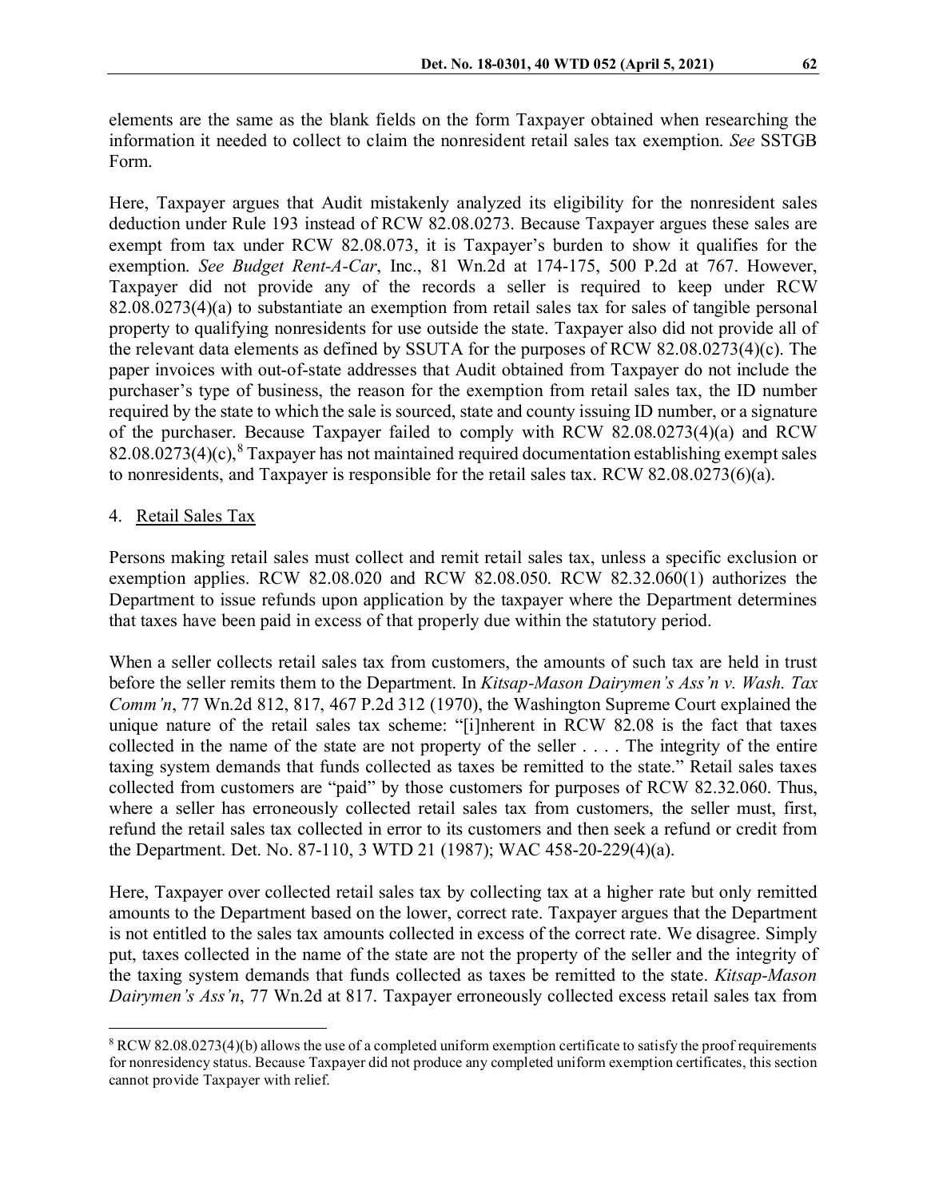elements are the same as the blank fields on the form Taxpayer obtained when researching the information it needed to collect to claim the nonresident retail sales tax exemption. *See* SSTGB Form.

Here, Taxpayer argues that Audit mistakenly analyzed its eligibility for the nonresident sales deduction under Rule 193 instead of RCW 82.08.0273. Because Taxpayer argues these sales are exempt from tax under RCW 82.08.073, it is Taxpayer's burden to show it qualifies for the exemption. *See Budget Rent-A-Car*, Inc., 81 Wn.2d at 174-175, 500 P.2d at 767. However, Taxpayer did not provide any of the records a seller is required to keep under RCW 82.08.0273(4)(a) to substantiate an exemption from retail sales tax for sales of tangible personal property to qualifying nonresidents for use outside the state. Taxpayer also did not provide all of the relevant data elements as defined by SSUTA for the purposes of RCW 82.08.0273(4)(c). The paper invoices with out-of-state addresses that Audit obtained from Taxpayer do not include the purchaser's type of business, the reason for the exemption from retail sales tax, the ID number required by the state to which the sale is sourced, state and county issuing ID number, or a signature of the purchaser. Because Taxpayer failed to comply with RCW 82.08.0273(4)(a) and RCW 82.08.0273(4)(c),[8] Taxpayer has not maintained required documentation establishing exempt sales to nonresidents, and Taxpayer is responsible for the retail sales tax. RCW 82.08.0273(6)(a).

4. Retail Sales Tax

Persons making retail sales must collect and remit retail sales tax, unless a specific exclusion or exemption applies. RCW 82.08.020 and RCW 82.08.050. RCW 82.32.060(1) authorizes the Department to issue refunds upon application by the taxpayer where the Department determines that taxes have been paid in excess of that properly due within the statutory period.

When a seller collects retail sales tax from customers, the amounts of such tax are held in trust before the seller remits them to the Department. In *Kitsap-Mason Dairymen's Ass'n v. Wash. Tax Comm'n*, 77 Wn.2d 812, 817, 467 P.2d 312 (1970), the Washington Supreme Court explained the unique nature of the retail sales tax scheme: "[i]nherent in RCW 82.08 is the fact that taxes collected in the name of the state are not property of the seller . . . . The integrity of the entire taxing system demands that funds collected as taxes be remitted to the state." Retail sales taxes collected from customers are "paid" by those customers for purposes of RCW 82.32.060. Thus, where a seller has erroneously collected retail sales tax from customers, the seller must, first, refund the retail sales tax collected in error to its customers and then seek a refund or credit from the Department. Det. No. 87-110, 3 WTD 21 (1987); WAC 458-20-229(4)(a).

Here, Taxpayer over collected retail sales tax by collecting tax at a higher rate but only remitted amounts to the Department based on the lower, correct rate. Taxpayer argues that the Department is not entitled to the sales tax amounts collected in excess of the correct rate. We disagree. Simply put, taxes collected in the name of the state are not the property of the seller and the integrity of the taxing system demands that funds collected as taxes be remitted to the state. *Kitsap-Mason Dairymen's Ass'n*, 77 Wn.2d at 817. Taxpayer erroneously collected excess retail sales tax from

---

[8] RCW 82.08.0273(4)(b) allows the use of a completed uniform exemption certificate to satisfy the proof requirements for nonresidency status. Because Taxpayer did not produce any completed uniform exemption certificates, this section cannot provide Taxpayer with relief.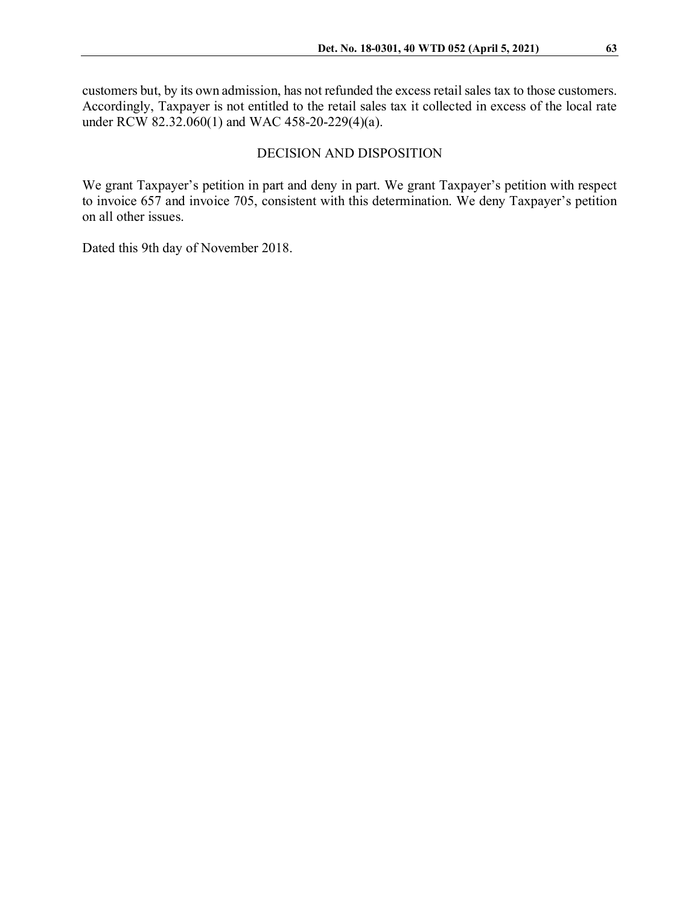customers but, by its own admission, has not refunded the excess retail sales tax to those customers. Accordingly, Taxpayer is not entitled to the retail sales tax it collected in excess of the local rate under RCW 82.32.060(1) and WAC 458-20-229(4)(a).

## DECISION AND DISPOSITION

We grant Taxpayer's petition in part and deny in part. We grant Taxpayer's petition with respect to invoice 657 and invoice 705, consistent with this determination. We deny Taxpayer's petition on all other issues.

Dated this 9th day of November 2018.